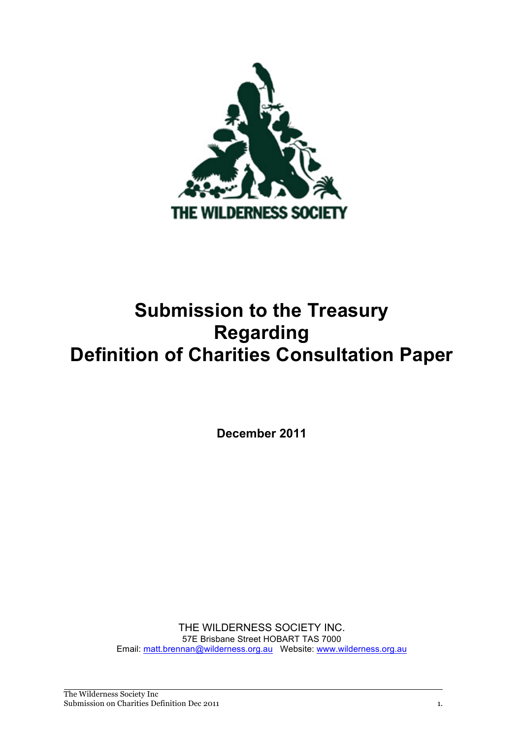THE WILDERNESS SOCIETY

# Submission to the Treasury Regarding Definition of Charities Consultation Paper

**December 2011**

THE WILDERNESS SOCIETY INC.
57E Brisbane Street HOBART TAS 7000
Email: matt.brennan@wilderness.org.au Website: www.wilderness.org.au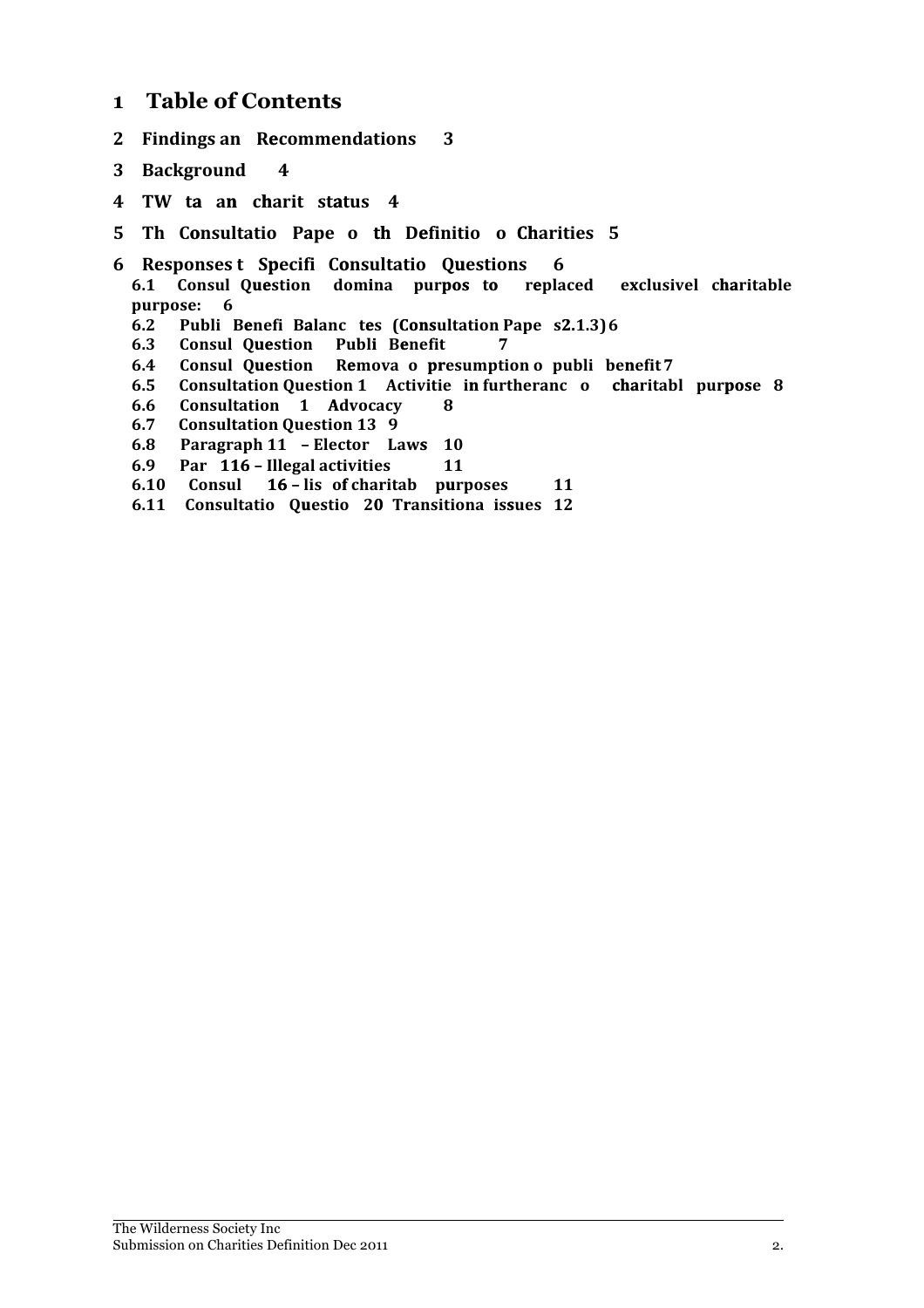# 1 Table of Contents

**2 Findings an Recommendations 3**

**3 Background 4**

**4 TW ta an charit status 4**

**5 Th Consultatio Pape o th Definitio o Charities 5**

**6 Responses t Specifi Consultatio Questions 6**

- **6.1 Consul Question domina purpos to replaced exclusivel charitable purpose: 6**
- **6.2 Publi Benefi Balanc tes (Consultation Pape s2.1.3) 6**
- **6.3 Consul Question Publi Benefit 7**
- **6.4 Consul Question Remova o presumption o publi benefit 7**
- **6.5 Consultation Question 1 Activitie in furtheranc o charitabl purpose 8**
- **6.6 Consultation 1 Advocacy 8**
- **6.7 Consultation Question 13 9**
- **6.8 Paragraph 11 – Elector Laws 10**
- **6.9 Par 116 – Illegal activities 11**
- **6.10 Consul 16 – lis of charitab purposes 11**
- **6.11 Consultatio Questio 20 Transitiona issues 12**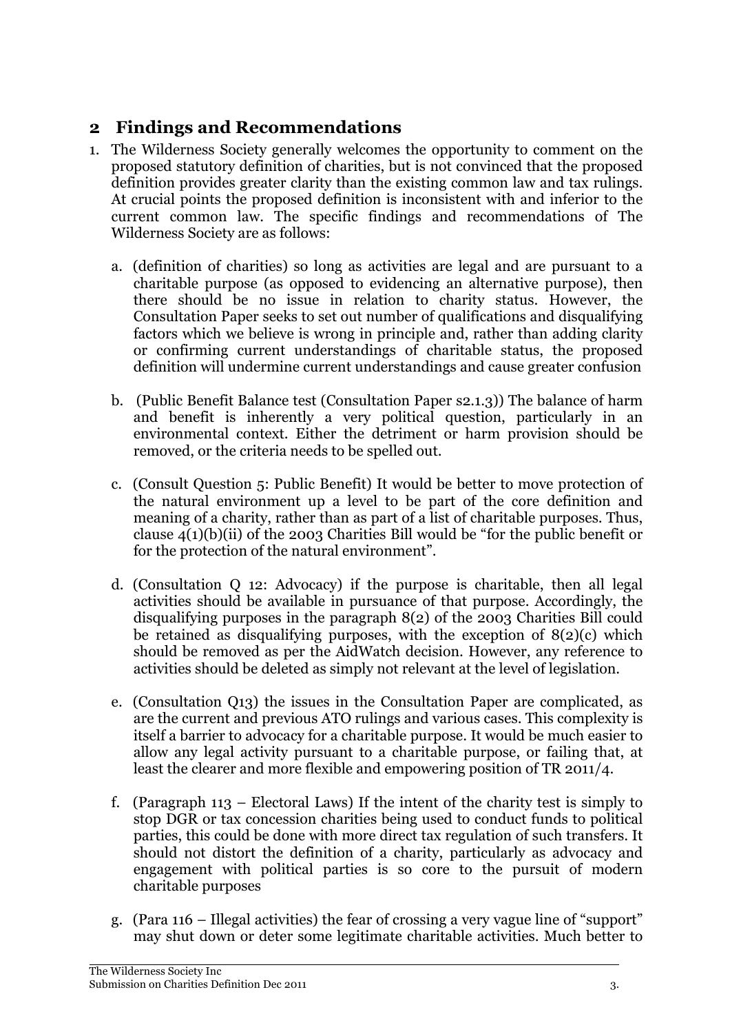## 2 Findings and Recommendations

1. The Wilderness Society generally welcomes the opportunity to comment on the proposed statutory definition of charities, but is not convinced that the proposed definition provides greater clarity than the existing common law and tax rulings. At crucial points the proposed definition is inconsistent with and inferior to the current common law. The specific findings and recommendations of The Wilderness Society are as follows:

   a. (definition of charities) so long as activities are legal and are pursuant to a charitable purpose (as opposed to evidencing an alternative purpose), then there should be no issue in relation to charity status. However, the Consultation Paper seeks to set out number of qualifications and disqualifying factors which we believe is wrong in principle and, rather than adding clarity or confirming current understandings of charitable status, the proposed definition will undermine current understandings and cause greater confusion

   b. (Public Benefit Balance test (Consultation Paper s2.1.3)) The balance of harm and benefit is inherently a very political question, particularly in an environmental context. Either the detriment or harm provision should be removed, or the criteria needs to be spelled out.

   c. (Consult Question 5: Public Benefit) It would be better to move protection of the natural environment up a level to be part of the core definition and meaning of a charity, rather than as part of a list of charitable purposes. Thus, clause 4(1)(b)(ii) of the 2003 Charities Bill would be "for the public benefit or for the protection of the natural environment".

   d. (Consultation Q 12: Advocacy) if the purpose is charitable, then all legal activities should be available in pursuance of that purpose. Accordingly, the disqualifying purposes in the paragraph 8(2) of the 2003 Charities Bill could be retained as disqualifying purposes, with the exception of 8(2)(c) which should be removed as per the AidWatch decision. However, any reference to activities should be deleted as simply not relevant at the level of legislation.

   e. (Consultation Q13) the issues in the Consultation Paper are complicated, as are the current and previous ATO rulings and various cases. This complexity is itself a barrier to advocacy for a charitable purpose. It would be much easier to allow any legal activity pursuant to a charitable purpose, or failing that, at least the clearer and more flexible and empowering position of TR 2011/4.

   f. (Paragraph 113 – Electoral Laws) If the intent of the charity test is simply to stop DGR or tax concession charities being used to conduct funds to political parties, this could be done with more direct tax regulation of such transfers. It should not distort the definition of a charity, particularly as advocacy and engagement with political parties is so core to the pursuit of modern charitable purposes

   g. (Para 116 – Illegal activities) the fear of crossing a very vague line of "support" may shut down or deter some legitimate charitable activities. Much better to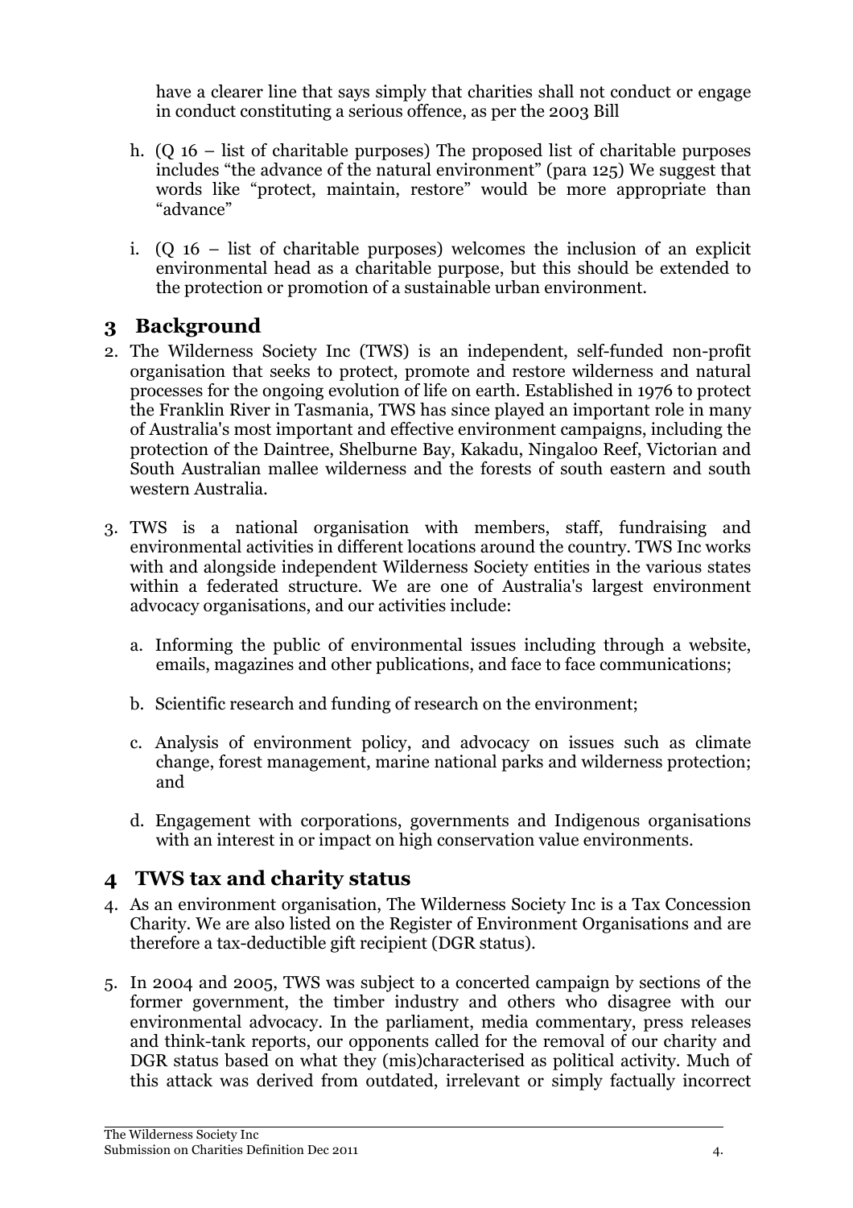have a clearer line that says simply that charities shall not conduct or engage in conduct constituting a serious offence, as per the 2003 Bill

h. (Q 16 – list of charitable purposes) The proposed list of charitable purposes includes "the advance of the natural environment" (para 125) We suggest that words like "protect, maintain, restore" would be more appropriate than "advance"

i. (Q 16 – list of charitable purposes) welcomes the inclusion of an explicit environmental head as a charitable purpose, but this should be extended to the protection or promotion of a sustainable urban environment.

## 3 Background

2. The Wilderness Society Inc (TWS) is an independent, self-funded non-profit organisation that seeks to protect, promote and restore wilderness and natural processes for the ongoing evolution of life on earth. Established in 1976 to protect the Franklin River in Tasmania, TWS has since played an important role in many of Australia's most important and effective environment campaigns, including the protection of the Daintree, Shelburne Bay, Kakadu, Ningaloo Reef, Victorian and South Australian mallee wilderness and the forests of south eastern and south western Australia.

3. TWS is a national organisation with members, staff, fundraising and environmental activities in different locations around the country. TWS Inc works with and alongside independent Wilderness Society entities in the various states within a federated structure. We are one of Australia's largest environment advocacy organisations, and our activities include:

   a. Informing the public of environmental issues including through a website, emails, magazines and other publications, and face to face communications;

   b. Scientific research and funding of research on the environment;

   c. Analysis of environment policy, and advocacy on issues such as climate change, forest management, marine national parks and wilderness protection; and

   d. Engagement with corporations, governments and Indigenous organisations with an interest in or impact on high conservation value environments.

## 4 TWS tax and charity status

4. As an environment organisation, The Wilderness Society Inc is a Tax Concession Charity. We are also listed on the Register of Environment Organisations and are therefore a tax-deductible gift recipient (DGR status).

5. In 2004 and 2005, TWS was subject to a concerted campaign by sections of the former government, the timber industry and others who disagree with our environmental advocacy. In the parliament, media commentary, press releases and think-tank reports, our opponents called for the removal of our charity and DGR status based on what they (mis)characterised as political activity. Much of this attack was derived from outdated, irrelevant or simply factually incorrect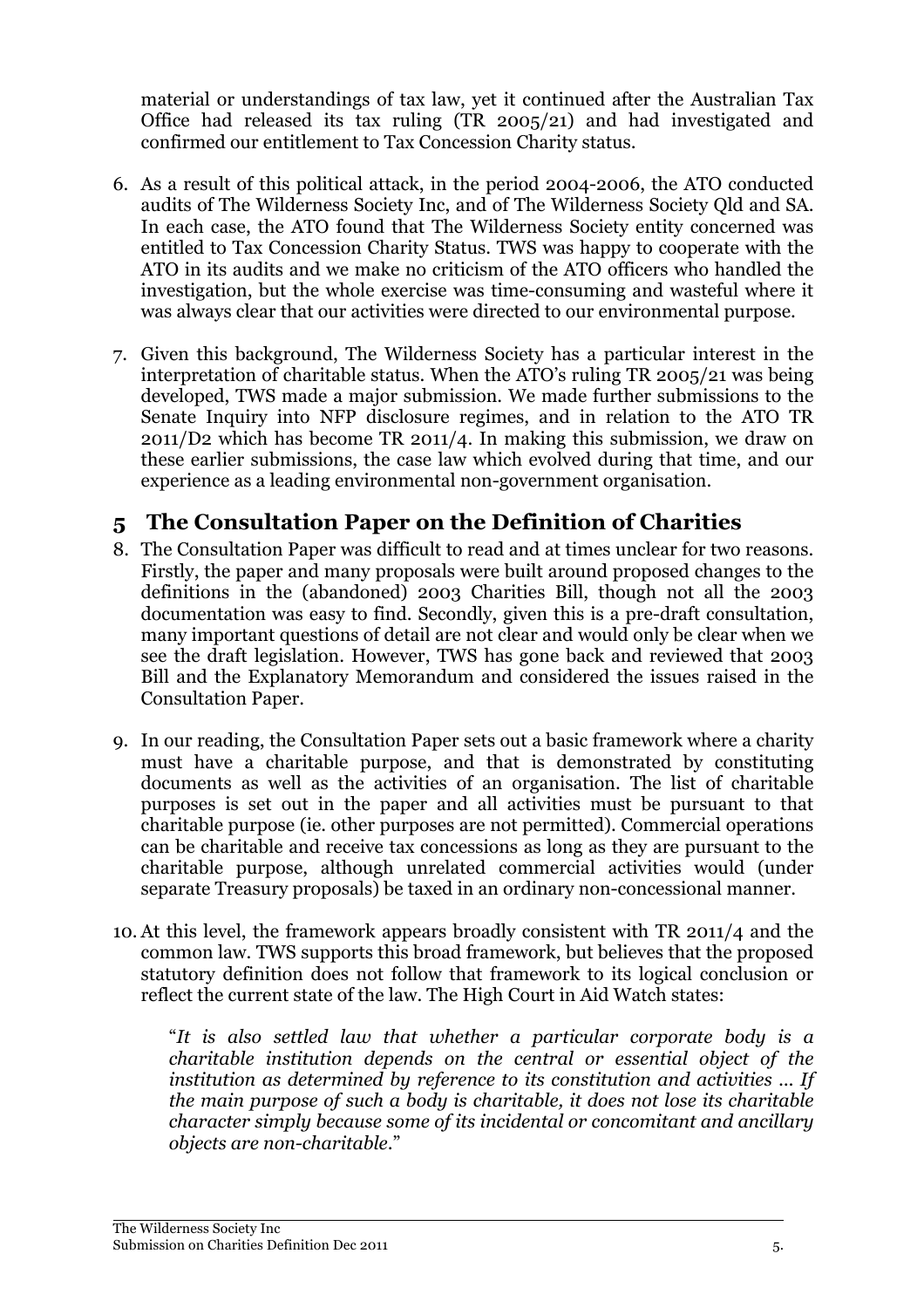material or understandings of tax law, yet it continued after the Australian Tax Office had released its tax ruling (TR 2005/21) and had investigated and confirmed our entitlement to Tax Concession Charity status.

6. As a result of this political attack, in the period 2004-2006, the ATO conducted audits of The Wilderness Society Inc, and of The Wilderness Society Qld and SA. In each case, the ATO found that The Wilderness Society entity concerned was entitled to Tax Concession Charity Status. TWS was happy to cooperate with the ATO in its audits and we make no criticism of the ATO officers who handled the investigation, but the whole exercise was time-consuming and wasteful where it was always clear that our activities were directed to our environmental purpose.

7. Given this background, The Wilderness Society has a particular interest in the interpretation of charitable status. When the ATO's ruling TR 2005/21 was being developed, TWS made a major submission. We made further submissions to the Senate Inquiry into NFP disclosure regimes, and in relation to the ATO TR 2011/D2 which has become TR 2011/4. In making this submission, we draw on these earlier submissions, the case law which evolved during that time, and our experience as a leading environmental non-government organisation.

## 5 The Consultation Paper on the Definition of Charities

8. The Consultation Paper was difficult to read and at times unclear for two reasons. Firstly, the paper and many proposals were built around proposed changes to the definitions in the (abandoned) 2003 Charities Bill, though not all the 2003 documentation was easy to find. Secondly, given this is a pre-draft consultation, many important questions of detail are not clear and would only be clear when we see the draft legislation. However, TWS has gone back and reviewed that 2003 Bill and the Explanatory Memorandum and considered the issues raised in the Consultation Paper.

9. In our reading, the Consultation Paper sets out a basic framework where a charity must have a charitable purpose, and that is demonstrated by constituting documents as well as the activities of an organisation. The list of charitable purposes is set out in the paper and all activities must be pursuant to that charitable purpose (ie. other purposes are not permitted). Commercial operations can be charitable and receive tax concessions as long as they are pursuant to the charitable purpose, although unrelated commercial activities would (under separate Treasury proposals) be taxed in an ordinary non-concessional manner.

10. At this level, the framework appears broadly consistent with TR 2011/4 and the common law. TWS supports this broad framework, but believes that the proposed statutory definition does not follow that framework to its logical conclusion or reflect the current state of the law. The High Court in Aid Watch states:

    "*It is also settled law that whether a particular corporate body is a charitable institution depends on the central or essential object of the institution as determined by reference to its constitution and activities … If the main purpose of such a body is charitable, it does not lose its charitable character simply because some of its incidental or concomitant and ancillary objects are non-charitable*."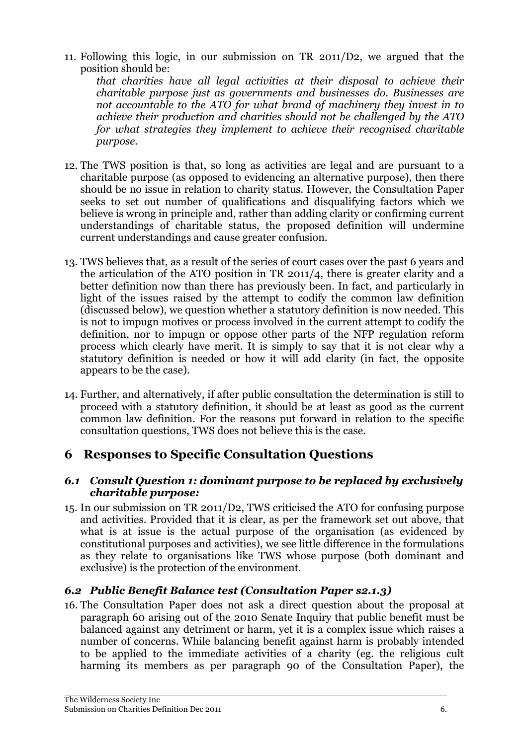11. Following this logic, in our submission on TR 2011/D2, we argued that the position should be:

    *that charities have all legal activities at their disposal to achieve their charitable purpose just as governments and businesses do. Businesses are not accountable to the ATO for what brand of machinery they invest in to achieve their production and charities should not be challenged by the ATO for what strategies they implement to achieve their recognised charitable purpose.*

12. The TWS position is that, so long as activities are legal and are pursuant to a charitable purpose (as opposed to evidencing an alternative purpose), then there should be no issue in relation to charity status. However, the Consultation Paper seeks to set out number of qualifications and disqualifying factors which we believe is wrong in principle and, rather than adding clarity or confirming current understandings of charitable status, the proposed definition will undermine current understandings and cause greater confusion.

13. TWS believes that, as a result of the series of court cases over the past 6 years and the articulation of the ATO position in TR 2011/4, there is greater clarity and a better definition now than there has previously been. In fact, and particularly in light of the issues raised by the attempt to codify the common law definition (discussed below), we question whether a statutory definition is now needed. This is not to impugn motives or process involved in the current attempt to codify the definition, nor to impugn or oppose other parts of the NFP regulation reform process which clearly have merit. It is simply to say that it is not clear why a statutory definition is needed or how it will add clarity (in fact, the opposite appears to be the case).

14. Further, and alternatively, if after public consultation the determination is still to proceed with a statutory definition, it should be at least as good as the current common law definition. For the reasons put forward in relation to the specific consultation questions, TWS does not believe this is the case.

# 6 Responses to Specific Consultation Questions

### *6.1 Consult Question 1: dominant purpose to be replaced by exclusively charitable purpose:*

15. In our submission on TR 2011/D2, TWS criticised the ATO for confusing purpose and activities. Provided that it is clear, as per the framework set out above, that what is at issue is the actual purpose of the organisation (as evidenced by constitutional purposes and activities), we see little difference in the formulations as they relate to organisations like TWS whose purpose (both dominant and exclusive) is the protection of the environment.

### *6.2 Public Benefit Balance test (Consultation Paper s2.1.3)*

16. The Consultation Paper does not ask a direct question about the proposal at paragraph 60 arising out of the 2010 Senate Inquiry that public benefit must be balanced against any detriment or harm, yet it is a complex issue which raises a number of concerns. While balancing benefit against harm is probably intended to be applied to the immediate activities of a charity (eg. the religious cult harming its members as per paragraph 90 of the Consultation Paper), the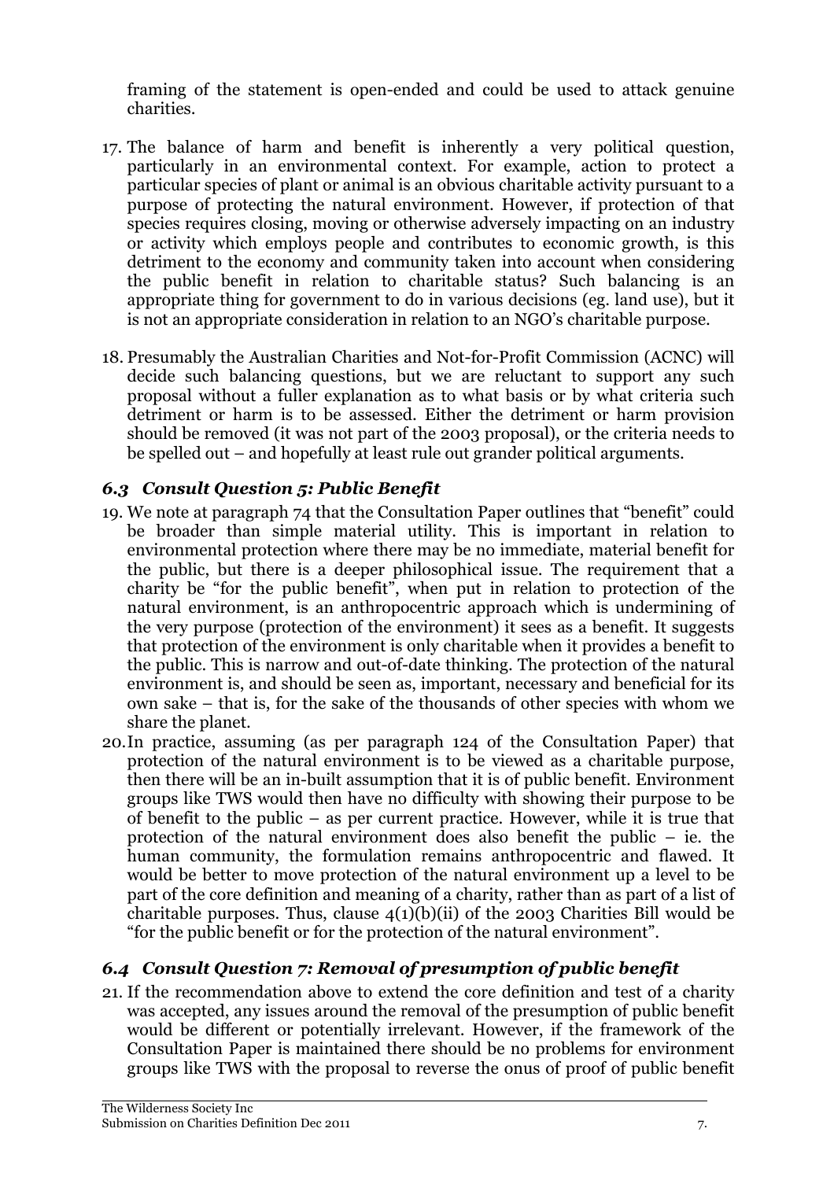framing of the statement is open-ended and could be used to attack genuine charities.

17. The balance of harm and benefit is inherently a very political question, particularly in an environmental context. For example, action to protect a particular species of plant or animal is an obvious charitable activity pursuant to a purpose of protecting the natural environment. However, if protection of that species requires closing, moving or otherwise adversely impacting on an industry or activity which employs people and contributes to economic growth, is this detriment to the economy and community taken into account when considering the public benefit in relation to charitable status? Such balancing is an appropriate thing for government to do in various decisions (eg. land use), but it is not an appropriate consideration in relation to an NGO's charitable purpose.

18. Presumably the Australian Charities and Not-for-Profit Commission (ACNC) will decide such balancing questions, but we are reluctant to support any such proposal without a fuller explanation as to what basis or by what criteria such detriment or harm is to be assessed. Either the detriment or harm provision should be removed (it was not part of the 2003 proposal), or the criteria needs to be spelled out – and hopefully at least rule out grander political arguments.

### *6.3 Consult Question 5: Public Benefit*

19. We note at paragraph 74 that the Consultation Paper outlines that "benefit" could be broader than simple material utility. This is important in relation to environmental protection where there may be no immediate, material benefit for the public, but there is a deeper philosophical issue. The requirement that a charity be "for the public benefit", when put in relation to protection of the natural environment, is an anthropocentric approach which is undermining of the very purpose (protection of the environment) it sees as a benefit. It suggests that protection of the environment is only charitable when it provides a benefit to the public. This is narrow and out-of-date thinking. The protection of the natural environment is, and should be seen as, important, necessary and beneficial for its own sake – that is, for the sake of the thousands of other species with whom we share the planet.

20. In practice, assuming (as per paragraph 124 of the Consultation Paper) that protection of the natural environment is to be viewed as a charitable purpose, then there will be an in-built assumption that it is of public benefit. Environment groups like TWS would then have no difficulty with showing their purpose to be of benefit to the public – as per current practice. However, while it is true that protection of the natural environment does also benefit the public – ie. the human community, the formulation remains anthropocentric and flawed. It would be better to move protection of the natural environment up a level to be part of the core definition and meaning of a charity, rather than as part of a list of charitable purposes. Thus, clause 4(1)(b)(ii) of the 2003 Charities Bill would be "for the public benefit or for the protection of the natural environment".

### *6.4 Consult Question 7: Removal of presumption of public benefit*

21. If the recommendation above to extend the core definition and test of a charity was accepted, any issues around the removal of the presumption of public benefit would be different or potentially irrelevant. However, if the framework of the Consultation Paper is maintained there should be no problems for environment groups like TWS with the proposal to reverse the onus of proof of public benefit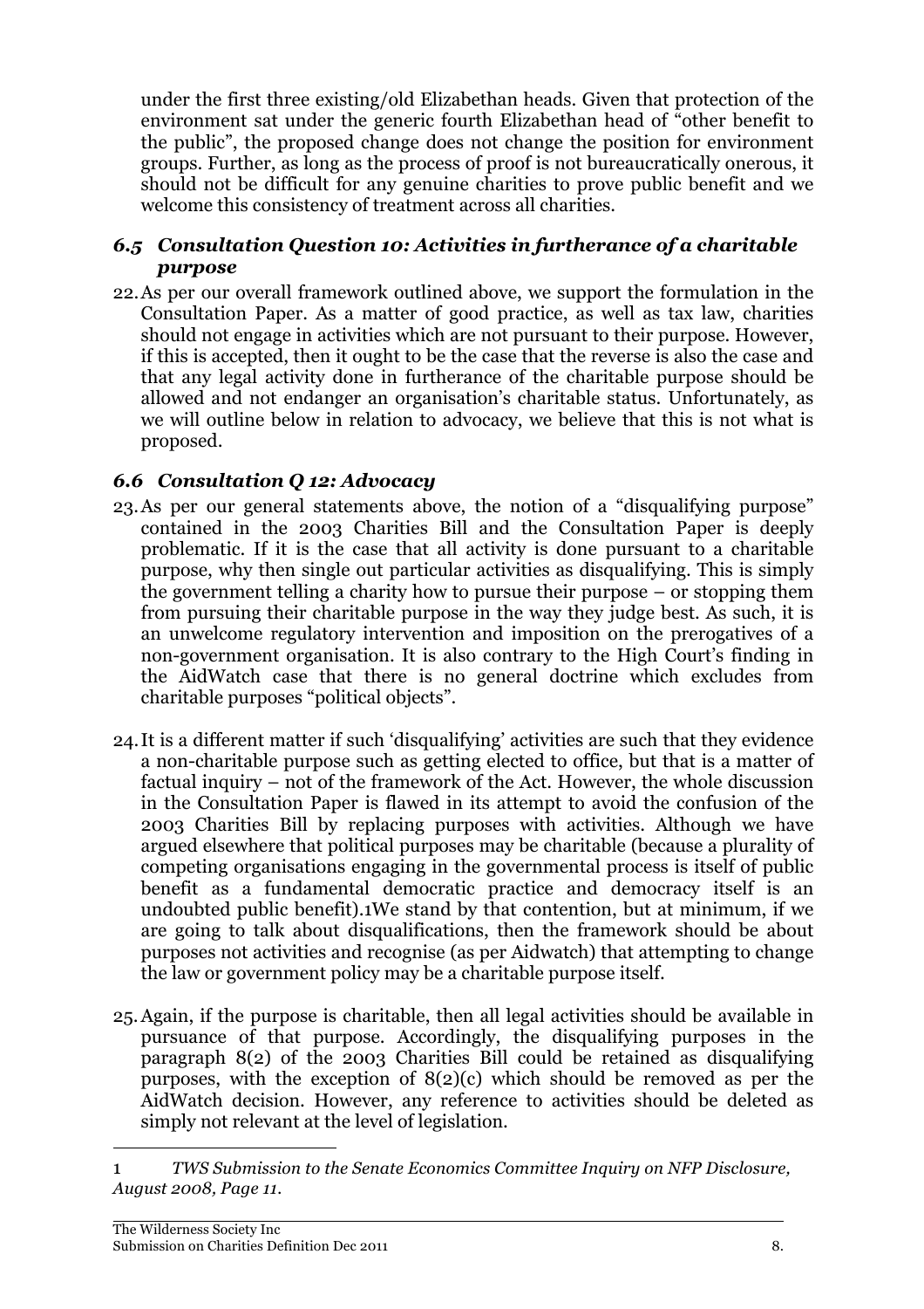under the first three existing/old Elizabethan heads. Given that protection of the environment sat under the generic fourth Elizabethan head of "other benefit to the public", the proposed change does not change the position for environment groups. Further, as long as the process of proof is not bureaucratically onerous, it should not be difficult for any genuine charities to prove public benefit and we welcome this consistency of treatment across all charities.

### *6.5 Consultation Question 10: Activities in furtherance of a charitable purpose*

22. As per our overall framework outlined above, we support the formulation in the Consultation Paper. As a matter of good practice, as well as tax law, charities should not engage in activities which are not pursuant to their purpose. However, if this is accepted, then it ought to be the case that the reverse is also the case and that any legal activity done in furtherance of the charitable purpose should be allowed and not endanger an organisation's charitable status. Unfortunately, as we will outline below in relation to advocacy, we believe that this is not what is proposed.

### *6.6 Consultation Q 12: Advocacy*

23. As per our general statements above, the notion of a "disqualifying purpose" contained in the 2003 Charities Bill and the Consultation Paper is deeply problematic. If it is the case that all activity is done pursuant to a charitable purpose, why then single out particular activities as disqualifying. This is simply the government telling a charity how to pursue their purpose – or stopping them from pursuing their charitable purpose in the way they judge best. As such, it is an unwelcome regulatory intervention and imposition on the prerogatives of a non-government organisation. It is also contrary to the High Court's finding in the AidWatch case that there is no general doctrine which excludes from charitable purposes "political objects".

24. It is a different matter if such 'disqualifying' activities are such that they evidence a non-charitable purpose such as getting elected to office, but that is a matter of factual inquiry – not of the framework of the Act. However, the whole discussion in the Consultation Paper is flawed in its attempt to avoid the confusion of the 2003 Charities Bill by replacing purposes with activities. Although we have argued elsewhere that political purposes may be charitable (because a plurality of competing organisations engaging in the governmental process is itself of public benefit as a fundamental democratic practice and democracy itself is an undoubted public benefit).[1] We stand by that contention, but at minimum, if we are going to talk about disqualifications, then the framework should be about purposes not activities and recognise (as per Aidwatch) that attempting to change the law or government policy may be a charitable purpose itself.

25. Again, if the purpose is charitable, then all legal activities should be available in pursuance of that purpose. Accordingly, the disqualifying purposes in the paragraph 8(2) of the 2003 Charities Bill could be retained as disqualifying purposes, with the exception of 8(2)(c) which should be removed as per the AidWatch decision. However, any reference to activities should be deleted as simply not relevant at the level of legislation.

---

1 *TWS Submission to the Senate Economics Committee Inquiry on NFP Disclosure, August 2008, Page 11.*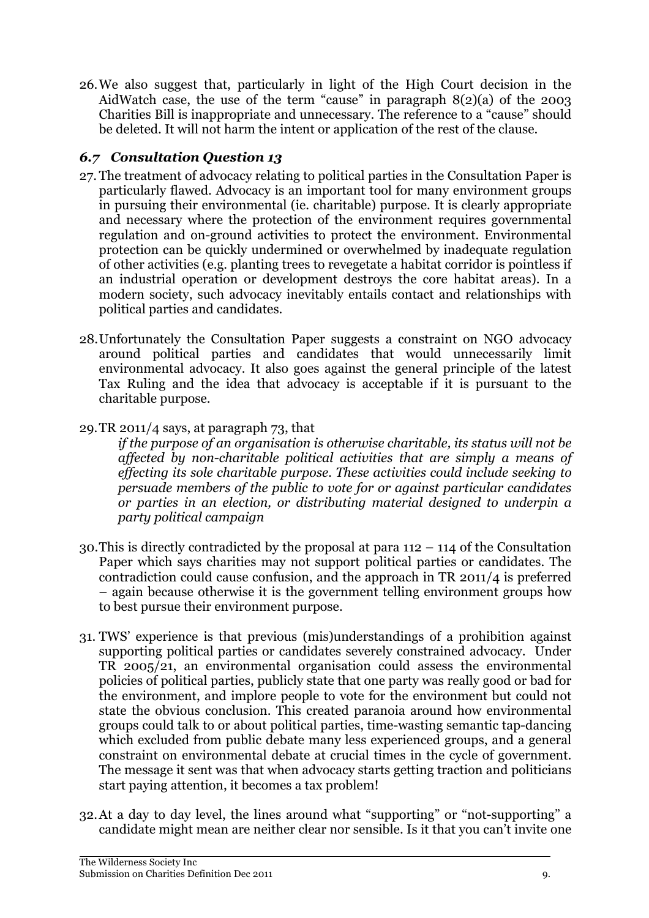26. We also suggest that, particularly in light of the High Court decision in the AidWatch case, the use of the term "cause" in paragraph 8(2)(a) of the 2003 Charities Bill is inappropriate and unnecessary. The reference to a "cause" should be deleted. It will not harm the intent or application of the rest of the clause.

### *6.7 Consultation Question 13*

27. The treatment of advocacy relating to political parties in the Consultation Paper is particularly flawed. Advocacy is an important tool for many environment groups in pursuing their environmental (ie. charitable) purpose. It is clearly appropriate and necessary where the protection of the environment requires governmental regulation and on-ground activities to protect the environment. Environmental protection can be quickly undermined or overwhelmed by inadequate regulation of other activities (e.g. planting trees to revegetate a habitat corridor is pointless if an industrial operation or development destroys the core habitat areas). In a modern society, such advocacy inevitably entails contact and relationships with political parties and candidates.

28. Unfortunately the Consultation Paper suggests a constraint on NGO advocacy around political parties and candidates that would unnecessarily limit environmental advocacy. It also goes against the general principle of the latest Tax Ruling and the idea that advocacy is acceptable if it is pursuant to the charitable purpose.

29. TR 2011/4 says, at paragraph 73, that

    *if the purpose of an organisation is otherwise charitable, its status will not be affected by non-charitable political activities that are simply a means of effecting its sole charitable purpose. These activities could include seeking to persuade members of the public to vote for or against particular candidates or parties in an election, or distributing material designed to underpin a party political campaign*

30. This is directly contradicted by the proposal at para 112 – 114 of the Consultation Paper which says charities may not support political parties or candidates. The contradiction could cause confusion, and the approach in TR 2011/4 is preferred – again because otherwise it is the government telling environment groups how to best pursue their environment purpose.

31. TWS' experience is that previous (mis)understandings of a prohibition against supporting political parties or candidates severely constrained advocacy. Under TR 2005/21, an environmental organisation could assess the environmental policies of political parties, publicly state that one party was really good or bad for the environment, and implore people to vote for the environment but could not state the obvious conclusion. This created paranoia around how environmental groups could talk to or about political parties, time-wasting semantic tap-dancing which excluded from public debate many less experienced groups, and a general constraint on environmental debate at crucial times in the cycle of government. The message it sent was that when advocacy starts getting traction and politicians start paying attention, it becomes a tax problem!

32. At a day to day level, the lines around what "supporting" or "not-supporting" a candidate might mean are neither clear nor sensible. Is it that you can't invite one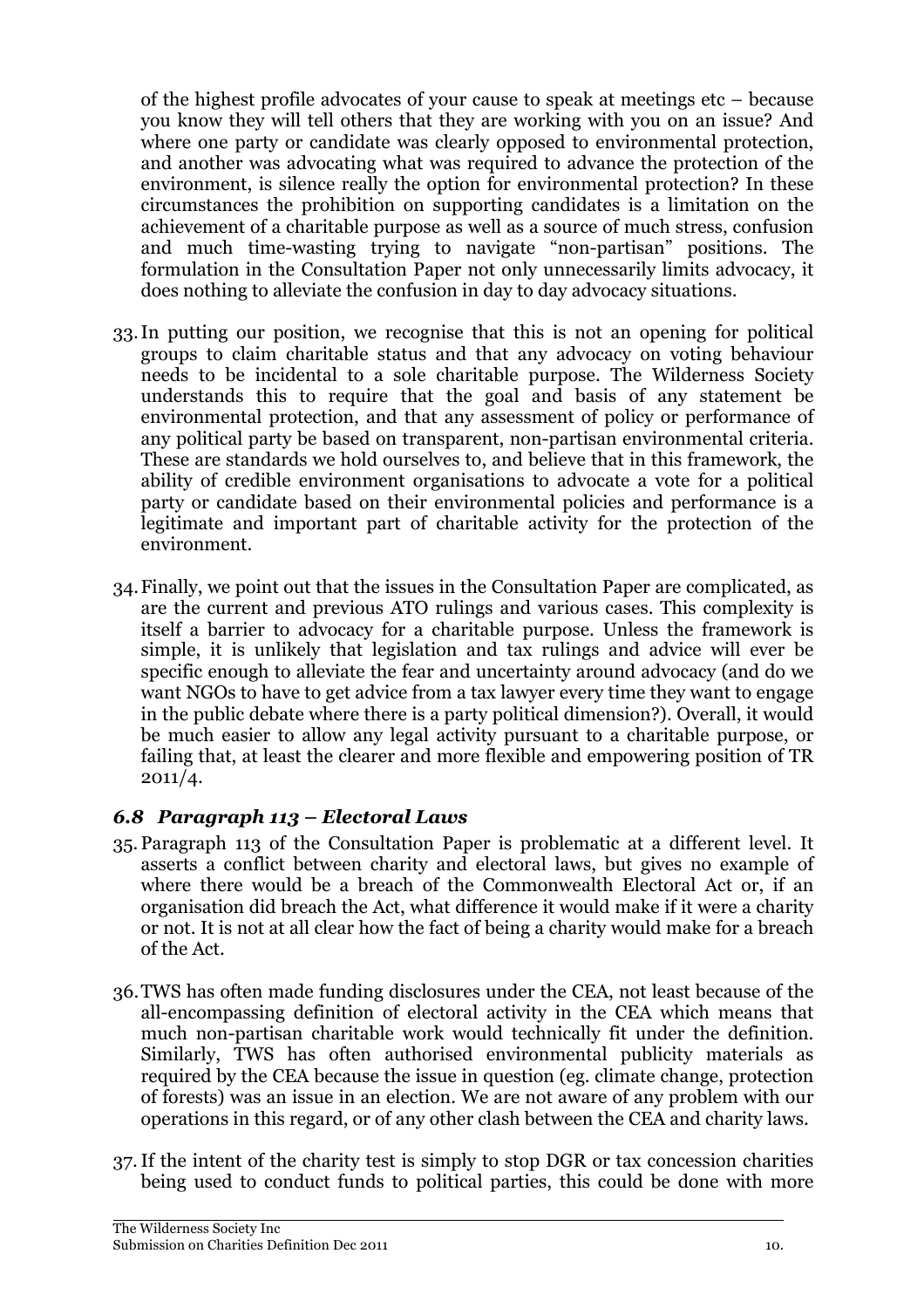of the highest profile advocates of your cause to speak at meetings etc – because you know they will tell others that they are working with you on an issue? And where one party or candidate was clearly opposed to environmental protection, and another was advocating what was required to advance the protection of the environment, is silence really the option for environmental protection? In these circumstances the prohibition on supporting candidates is a limitation on the achievement of a charitable purpose as well as a source of much stress, confusion and much time-wasting trying to navigate "non-partisan" positions. The formulation in the Consultation Paper not only unnecessarily limits advocacy, it does nothing to alleviate the confusion in day to day advocacy situations.

33. In putting our position, we recognise that this is not an opening for political groups to claim charitable status and that any advocacy on voting behaviour needs to be incidental to a sole charitable purpose. The Wilderness Society understands this to require that the goal and basis of any statement be environmental protection, and that any assessment of policy or performance of any political party be based on transparent, non-partisan environmental criteria. These are standards we hold ourselves to, and believe that in this framework, the ability of credible environment organisations to advocate a vote for a political party or candidate based on their environmental policies and performance is a legitimate and important part of charitable activity for the protection of the environment.

34. Finally, we point out that the issues in the Consultation Paper are complicated, as are the current and previous ATO rulings and various cases. This complexity is itself a barrier to advocacy for a charitable purpose. Unless the framework is simple, it is unlikely that legislation and tax rulings and advice will ever be specific enough to alleviate the fear and uncertainty around advocacy (and do we want NGOs to have to get advice from a tax lawyer every time they want to engage in the public debate where there is a party political dimension?). Overall, it would be much easier to allow any legal activity pursuant to a charitable purpose, or failing that, at least the clearer and more flexible and empowering position of TR 2011/4.

### *6.8 Paragraph 113 – Electoral Laws*

35. Paragraph 113 of the Consultation Paper is problematic at a different level. It asserts a conflict between charity and electoral laws, but gives no example of where there would be a breach of the Commonwealth Electoral Act or, if an organisation did breach the Act, what difference it would make if it were a charity or not. It is not at all clear how the fact of being a charity would make for a breach of the Act.

36. TWS has often made funding disclosures under the CEA, not least because of the all-encompassing definition of electoral activity in the CEA which means that much non-partisan charitable work would technically fit under the definition. Similarly, TWS has often authorised environmental publicity materials as required by the CEA because the issue in question (eg. climate change, protection of forests) was an issue in an election. We are not aware of any problem with our operations in this regard, or of any other clash between the CEA and charity laws.

37. If the intent of the charity test is simply to stop DGR or tax concession charities being used to conduct funds to political parties, this could be done with more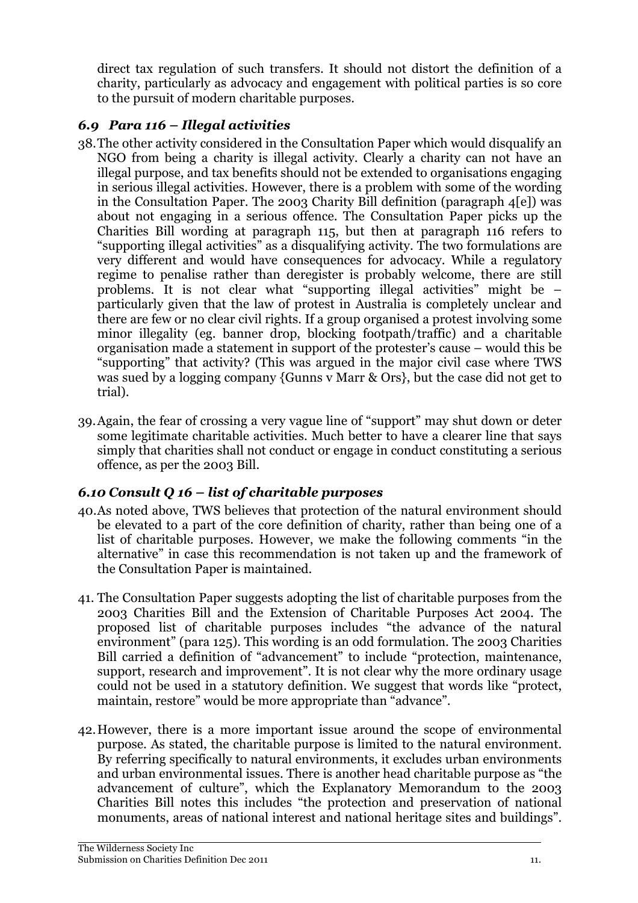direct tax regulation of such transfers. It should not distort the definition of a charity, particularly as advocacy and engagement with political parties is so core to the pursuit of modern charitable purposes.

### *6.9 Para 116 – Illegal activities*

38. The other activity considered in the Consultation Paper which would disqualify an NGO from being a charity is illegal activity. Clearly a charity can not have an illegal purpose, and tax benefits should not be extended to organisations engaging in serious illegal activities. However, there is a problem with some of the wording in the Consultation Paper. The 2003 Charity Bill definition (paragraph 4[e]) was about not engaging in a serious offence. The Consultation Paper picks up the Charities Bill wording at paragraph 115, but then at paragraph 116 refers to "supporting illegal activities" as a disqualifying activity. The two formulations are very different and would have consequences for advocacy. While a regulatory regime to penalise rather than deregister is probably welcome, there are still problems. It is not clear what "supporting illegal activities" might be – particularly given that the law of protest in Australia is completely unclear and there are few or no clear civil rights. If a group organised a protest involving some minor illegality (eg. banner drop, blocking footpath/traffic) and a charitable organisation made a statement in support of the protester's cause – would this be "supporting" that activity? (This was argued in the major civil case where TWS was sued by a logging company {Gunns v Marr & Ors}, but the case did not get to trial).

39. Again, the fear of crossing a very vague line of "support" may shut down or deter some legitimate charitable activities. Much better to have a clearer line that says simply that charities shall not conduct or engage in conduct constituting a serious offence, as per the 2003 Bill.

### *6.10 Consult Q 16 – list of charitable purposes*

40. As noted above, TWS believes that protection of the natural environment should be elevated to a part of the core definition of charity, rather than being one of a list of charitable purposes. However, we make the following comments "in the alternative" in case this recommendation is not taken up and the framework of the Consultation Paper is maintained.

41. The Consultation Paper suggests adopting the list of charitable purposes from the 2003 Charities Bill and the Extension of Charitable Purposes Act 2004. The proposed list of charitable purposes includes "the advance of the natural environment" (para 125). This wording is an odd formulation. The 2003 Charities Bill carried a definition of "advancement" to include "protection, maintenance, support, research and improvement". It is not clear why the more ordinary usage could not be used in a statutory definition. We suggest that words like "protect, maintain, restore" would be more appropriate than "advance".

42. However, there is a more important issue around the scope of environmental purpose. As stated, the charitable purpose is limited to the natural environment. By referring specifically to natural environments, it excludes urban environments and urban environmental issues. There is another head charitable purpose as "the advancement of culture", which the Explanatory Memorandum to the 2003 Charities Bill notes this includes "the protection and preservation of national monuments, areas of national interest and national heritage sites and buildings".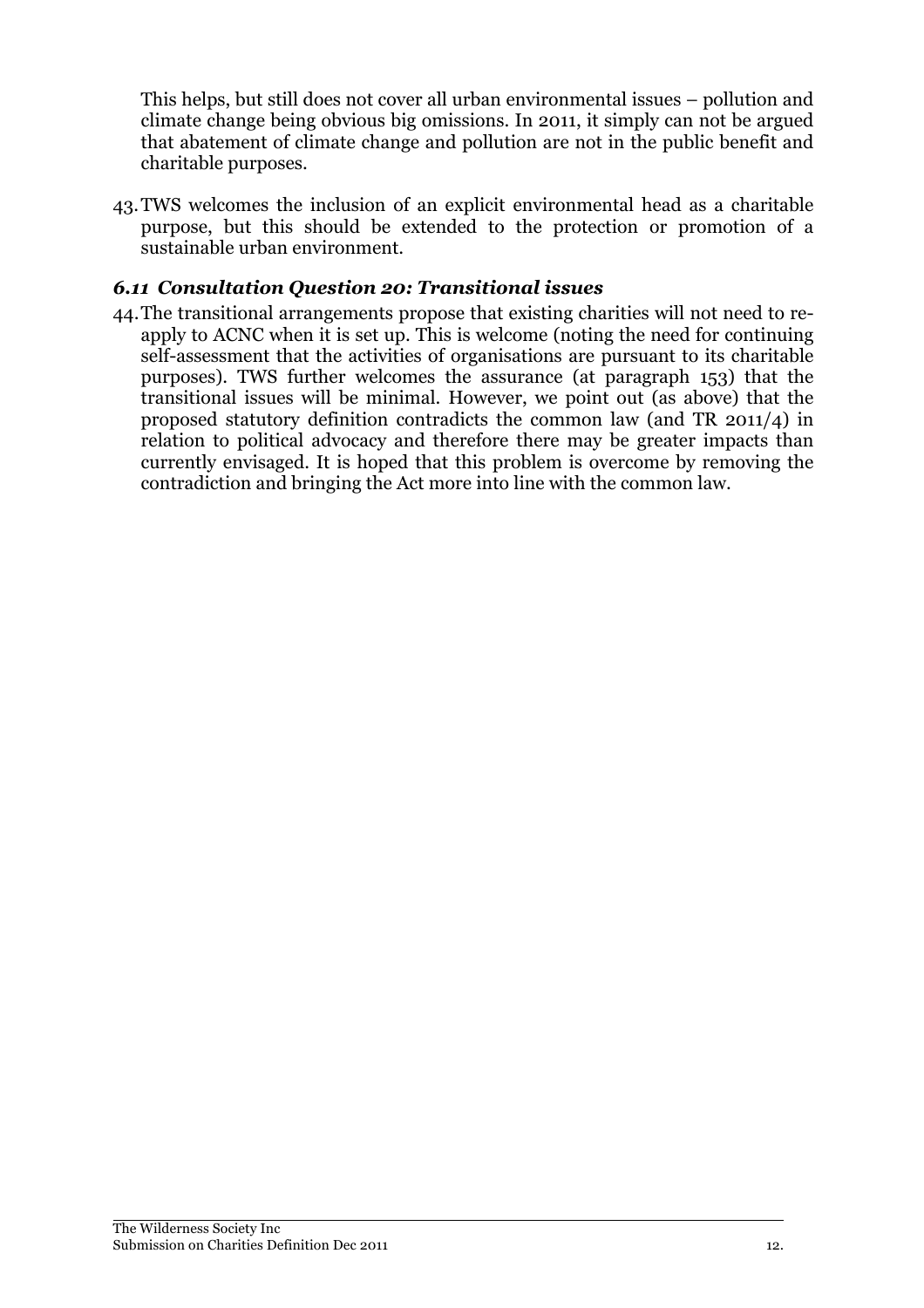This helps, but still does not cover all urban environmental issues – pollution and climate change being obvious big omissions. In 2011, it simply can not be argued that abatement of climate change and pollution are not in the public benefit and charitable purposes.

43. TWS welcomes the inclusion of an explicit environmental head as a charitable purpose, but this should be extended to the protection or promotion of a sustainable urban environment.

### *6.11 Consultation Question 20: Transitional issues*

44. The transitional arrangements propose that existing charities will not need to re-apply to ACNC when it is set up. This is welcome (noting the need for continuing self-assessment that the activities of organisations are pursuant to its charitable purposes). TWS further welcomes the assurance (at paragraph 153) that the transitional issues will be minimal. However, we point out (as above) that the proposed statutory definition contradicts the common law (and TR 2011/4) in relation to political advocacy and therefore there may be greater impacts than currently envisaged. It is hoped that this problem is overcome by removing the contradiction and bringing the Act more into line with the common law.